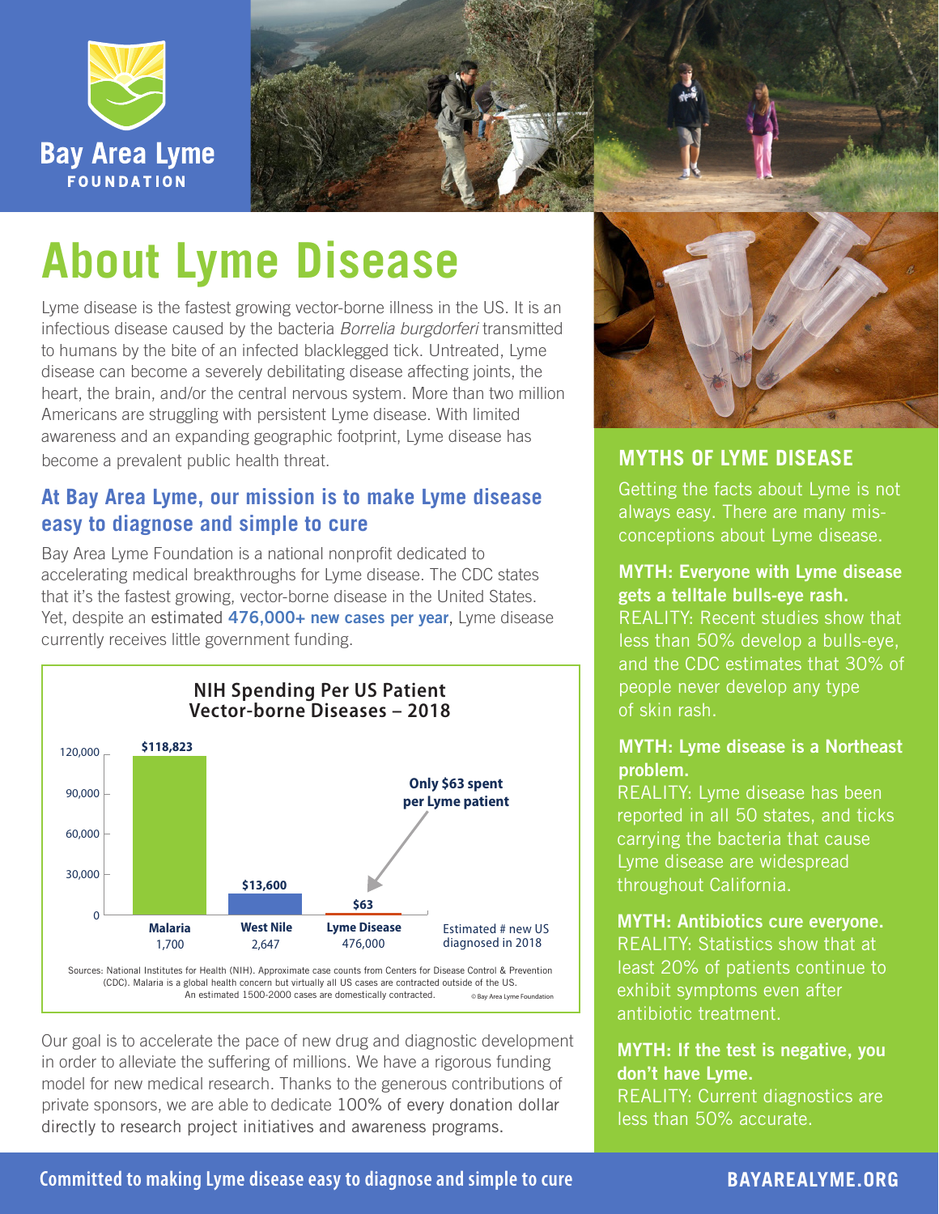Bay Area Lyme FOUNDATION

# About Lyme Disease

Lyme disease is the fastest growing vector-borne illness in the US. It is an infectious disease caused by the bacteria *Borrelia burgdorferi* transmitted to humans by the bite of an infected blacklegged tick. Untreated, Lyme disease can become a severely debilitating disease affecting joints, the heart, the brain, and/or the central nervous system. More than two million Americans are struggling with persistent Lyme disease. With limited awareness and an expanding geographic footprint, Lyme disease has become a prevalent public health threat.

## At Bay Area Lyme, our mission is to make Lyme disease easy to diagnose and simple to cure

Bay Area Lyme Foundation is a national nonprofit dedicated to accelerating medical breakthroughs for Lyme disease. The CDC states that it's the fastest growing, vector-borne disease in the United States. Yet, despite an estimated **476,000+ new cases per year**, Lyme disease currently receives little government funding.

**NIH Spending Per US Patient Vector-borne Diseases – 2018**

| Disease | NIH Spending Per US Patient | Estimated # new US diagnosed in 2018 |
|---|---|---|
| Malaria | $118,823 | 1,700 |
| West Nile | $13,600 | 2,647 |
| Lyme Disease | $63 | 476,000 |

Only $63 spent per Lyme patient

Sources: National Institutes for Health (NIH). Approximate case counts from Centers for Disease Control & Prevention (CDC). Malaria is a global health concern but virtually all US cases are contracted outside of the US. An estimated 1500-2000 cases are domestically contracted. © Bay Area Lyme Foundation

Our goal is to accelerate the pace of new drug and diagnostic development in order to alleviate the suffering of millions. We have a rigorous funding model for new medical research. Thanks to the generous contributions of private sponsors, we are able to dedicate 100% of every donation dollar directly to research project initiatives and awareness programs.

## MYTHS OF LYME DISEASE

Getting the facts about Lyme is not always easy. There are many misconceptions about Lyme disease.

**MYTH: Everyone with Lyme disease gets a telltale bulls-eye rash.**
REALITY: Recent studies show that less than 50% develop a bulls-eye, and the CDC estimates that 30% of people never develop any type of skin rash.

**MYTH: Lyme disease is a Northeast problem.**
REALITY: Lyme disease has been reported in all 50 states, and ticks carrying the bacteria that cause Lyme disease are widespread throughout California.

**MYTH: Antibiotics cure everyone.**
REALITY: Statistics show that at least 20% of patients continue to exhibit symptoms even after antibiotic treatment.

**MYTH: If the test is negative, you don't have Lyme.**
REALITY: Current diagnostics are less than 50% accurate.

Committed to making Lyme disease easy to diagnose and simple to cure

BAYAREALYME.ORG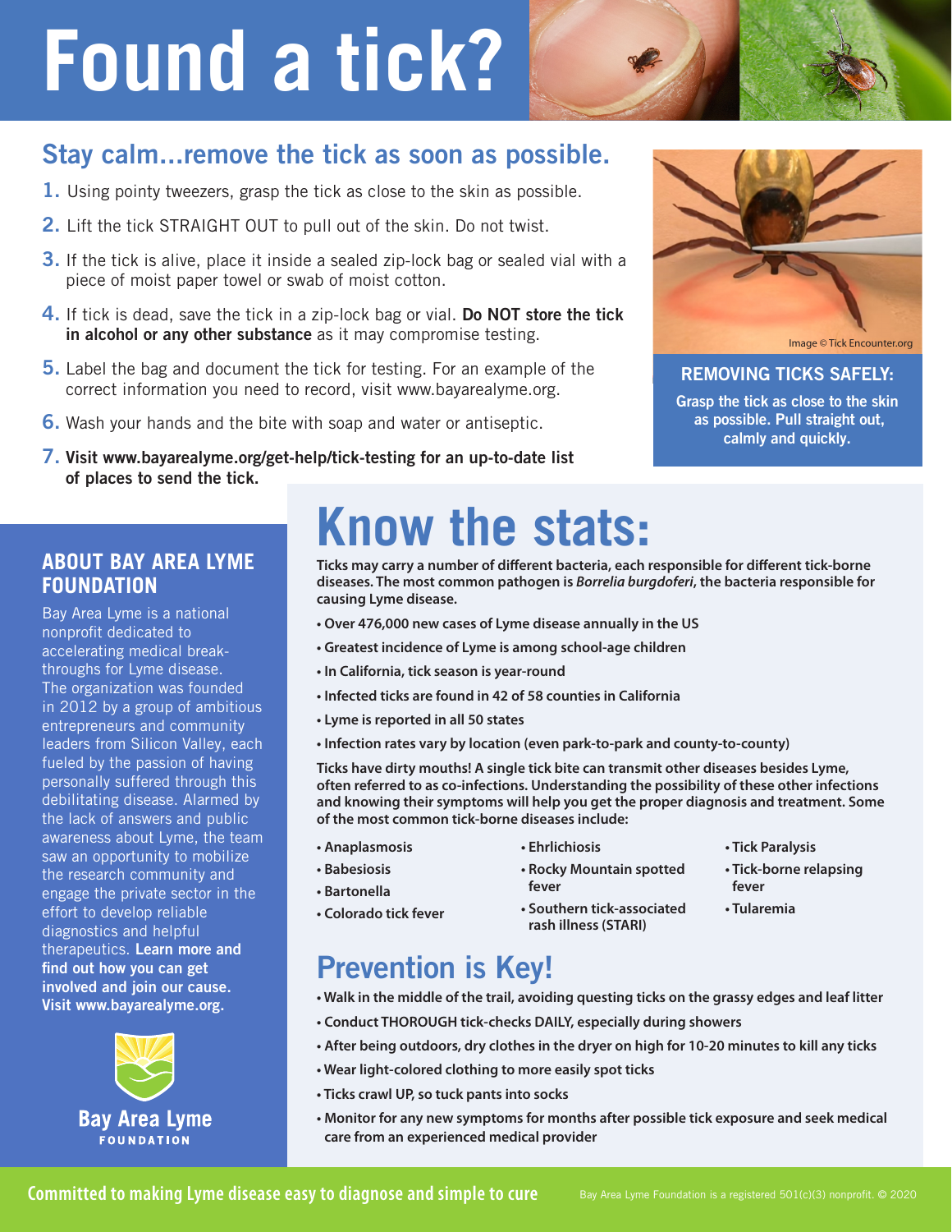# Found a tick?

## Stay calm...remove the tick as soon as possible.

1. Using pointy tweezers, grasp the tick as close to the skin as possible.
2. Lift the tick STRAIGHT OUT to pull out of the skin. Do not twist.
3. If the tick is alive, place it inside a sealed zip-lock bag or sealed vial with a piece of moist paper towel or swab of moist cotton.
4. If tick is dead, save the tick in a zip-lock bag or vial. **Do NOT store the tick in alcohol or any other substance** as it may compromise testing.
5. Label the bag and document the tick for testing. For an example of the correct information you need to record, visit www.bayarealyme.org.
6. Wash your hands and the bite with soap and water or antiseptic.
7. **Visit www.bayarealyme.org/get-help/tick-testing for an up-to-date list of places to send the tick.**

Image © Tick Encounter.org

**REMOVING TICKS SAFELY:**

**Grasp the tick as close to the skin as possible. Pull straight out, calmly and quickly.**

## ABOUT BAY AREA LYME FOUNDATION

Bay Area Lyme is a national nonprofit dedicated to accelerating medical break-throughs for Lyme disease. The organization was founded in 2012 by a group of ambitious entrepreneurs and community leaders from Silicon Valley, each fueled by the passion of having personally suffered through this debilitating disease. Alarmed by the lack of answers and public awareness about Lyme, the team saw an opportunity to mobilize the research community and engage the private sector in the effort to develop reliable diagnostics and helpful therapeutics. **Learn more and find out how you can get involved and join our cause. Visit www.bayarealyme.org.**

Bay Area Lyme FOUNDATION

# Know the stats:

**Ticks may carry a number of different bacteria, each responsible for different tick-borne diseases. The most common pathogen is *Borrelia burgdoferi*, the bacteria responsible for causing Lyme disease.**

- **Over 476,000 new cases of Lyme disease annually in the US**
- **Greatest incidence of Lyme is among school-age children**
- **In California, tick season is year-round**
- **Infected ticks are found in 42 of 58 counties in California**
- **Lyme is reported in all 50 states**
- **Infection rates vary by location (even park-to-park and county-to-county)**

**Ticks have dirty mouths! A single tick bite can transmit other diseases besides Lyme, often referred to as co-infections. Understanding the possibility of these other infections and knowing their symptoms will help you get the proper diagnosis and treatment. Some of the most common tick-borne diseases include:**

- **Anaplasmosis**
- **Babesiosis**
- **Bartonella**
- **Colorado tick fever**
- **Ehrlichiosis**
- **Rocky Mountain spotted fever**
- **Southern tick-associated rash illness (STARI)**
- **Tick Paralysis**
- **Tick-borne relapsing fever**
- **Tularemia**

## Prevention is Key!

- **Walk in the middle of the trail, avoiding questing ticks on the grassy edges and leaf litter**
- **Conduct THOROUGH tick-checks DAILY, especially during showers**
- **After being outdoors, dry clothes in the dryer on high for 10-20 minutes to kill any ticks**
- **Wear light-colored clothing to more easily spot ticks**
- **Ticks crawl UP, so tuck pants into socks**
- **Monitor for any new symptoms for months after possible tick exposure and seek medical care from an experienced medical provider**

**Committed to making Lyme disease easy to diagnose and simple to cure**

Bay Area Lyme Foundation is a registered 501(c)(3) nonprofit. © 2020